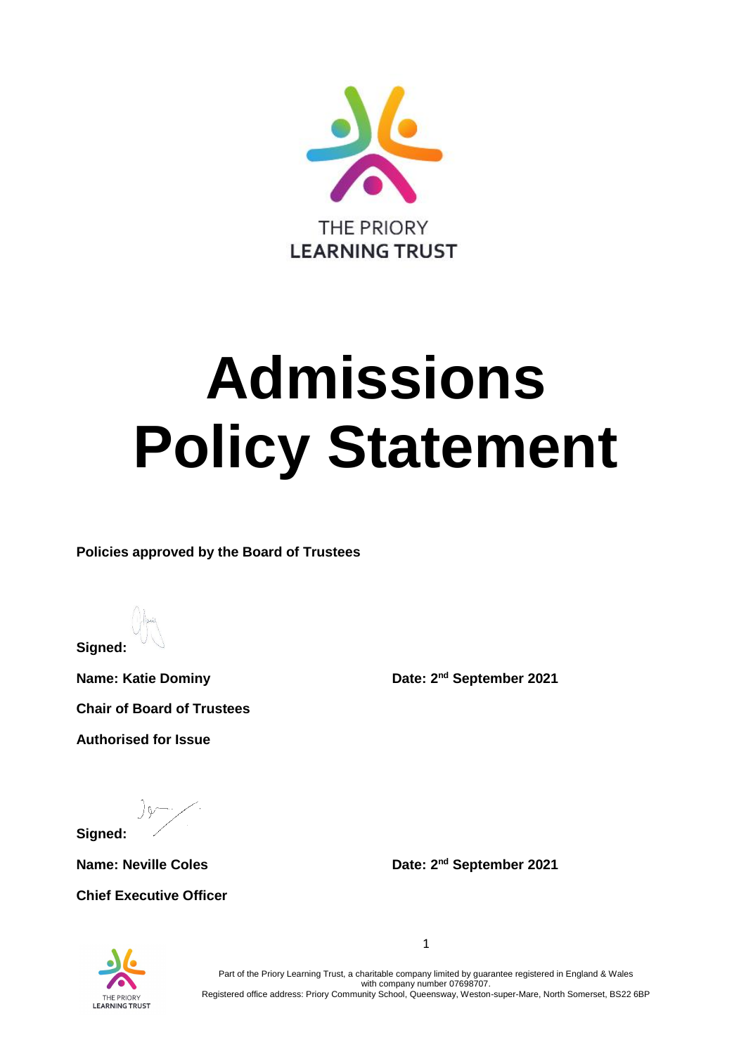THE PRIORY
LEARNING TRUST

# Admissions Policy Statement

**Policies approved by the Board of Trustees**

**Signed:**

**Name: Katie Dominy**

**Date: 2nd September 2021**

**Chair of Board of Trustees**

**Authorised for Issue**

**Signed:**

**Name: Neville Coles**

**Date: 2nd September 2021**

**Chief Executive Officer**

Part of the Priory Learning Trust, a charitable company limited by guarantee registered in England & Wales with company number 07698707.
Registered office address: Priory Community School, Queensway, Weston-super-Mare, North Somerset, BS22 6BP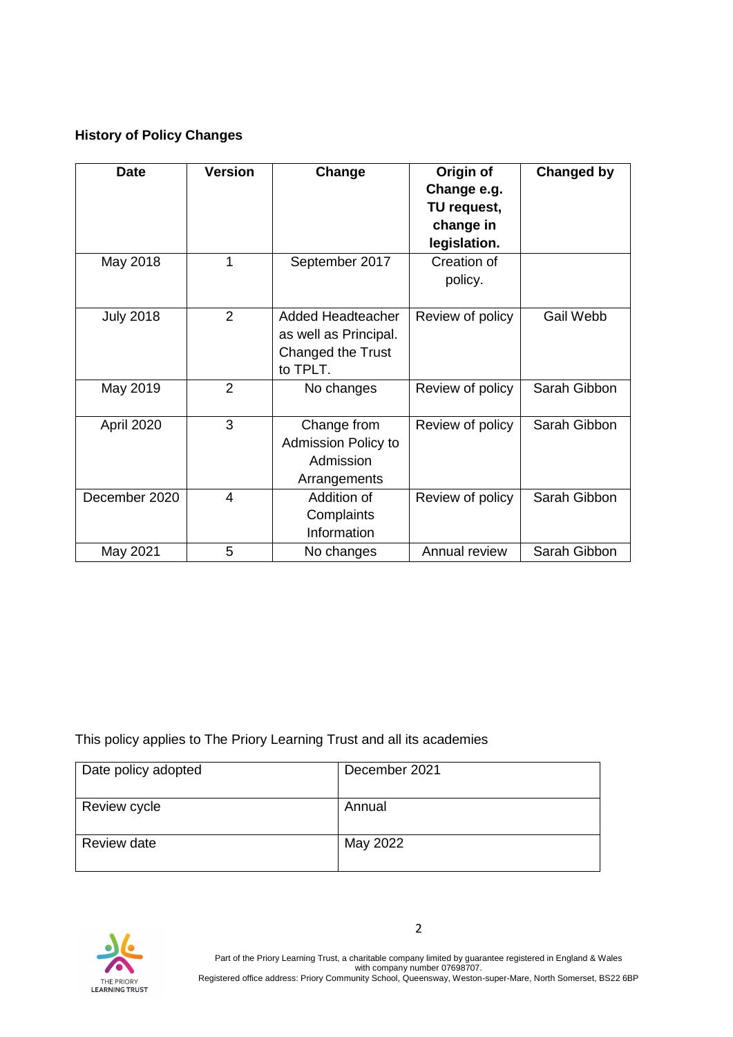**History of Policy Changes**

| Date | Version | Change | Origin of Change e.g. TU request, change in legislation. | Changed by |
|---|---|---|---|---|
| May 2018 | 1 | September 2017 | Creation of policy. | |
| July 2018 | 2 | Added Headteacher as well as Principal. Changed the Trust to TPLT. | Review of policy | Gail Webb |
| May 2019 | 2 | No changes | Review of policy | Sarah Gibbon |
| April 2020 | 3 | Change from Admission Policy to Admission Arrangements | Review of policy | Sarah Gibbon |
| December 2020 | 4 | Addition of Complaints Information | Review of policy | Sarah Gibbon |
| May 2021 | 5 | No changes | Annual review | Sarah Gibbon |

This policy applies to The Priory Learning Trust and all its academies

| | |
|---|---|
| Date policy adopted | December 2021 |
| Review cycle | Annual |
| Review date | May 2022 |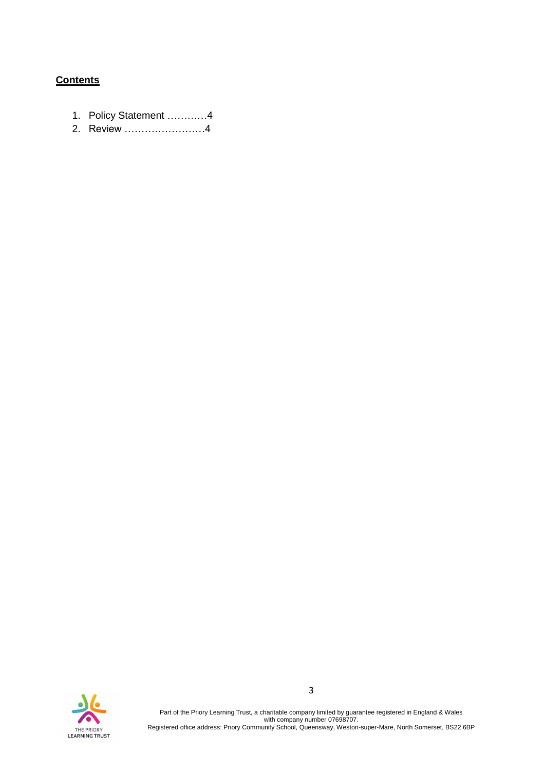**Contents**

1. Policy Statement …………4
2. Review ……………………4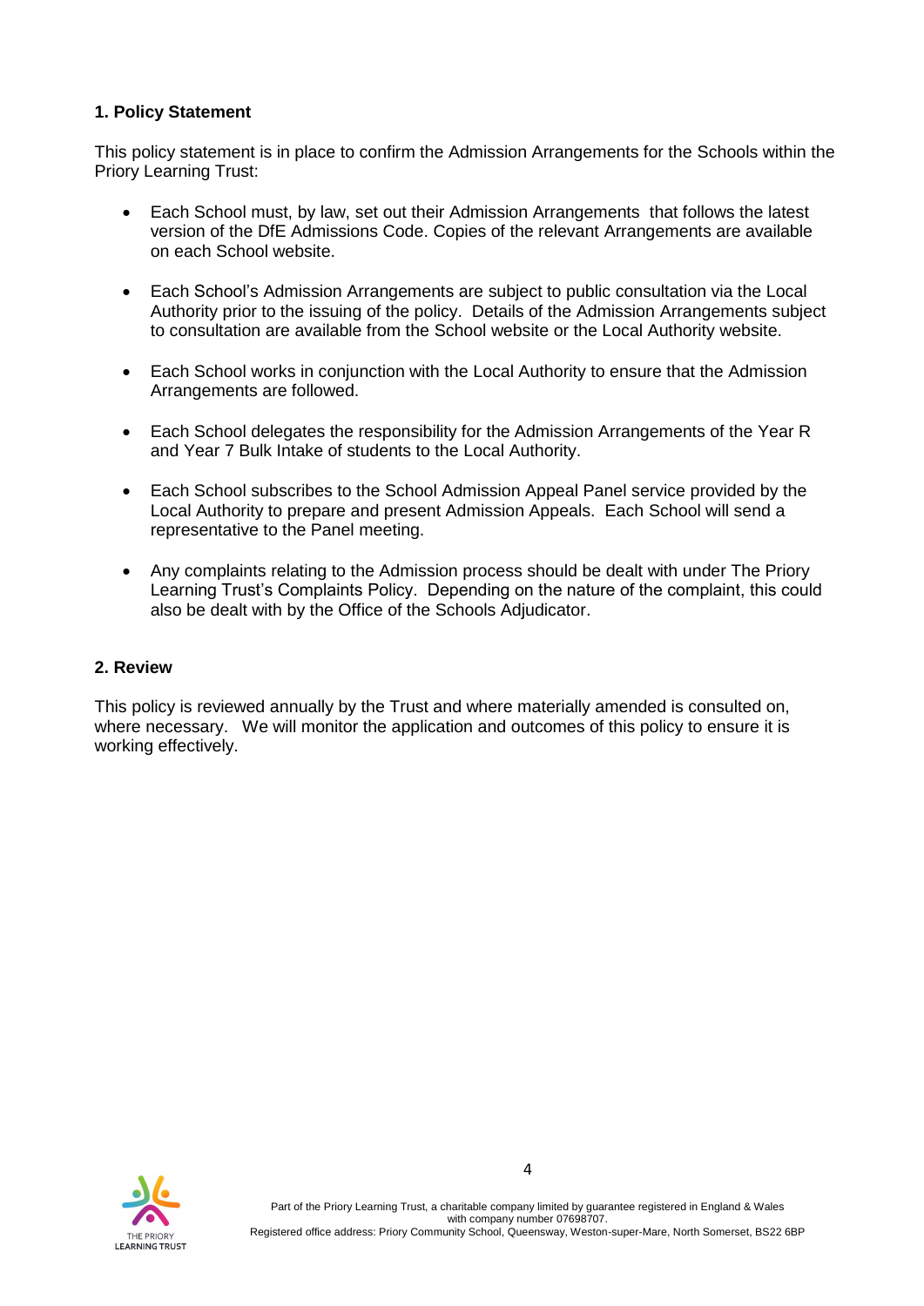## 1. Policy Statement

This policy statement is in place to confirm the Admission Arrangements for the Schools within the Priory Learning Trust:

- Each School must, by law, set out their Admission Arrangements that follows the latest version of the DfE Admissions Code. Copies of the relevant Arrangements are available on each School website.
- Each School's Admission Arrangements are subject to public consultation via the Local Authority prior to the issuing of the policy. Details of the Admission Arrangements subject to consultation are available from the School website or the Local Authority website.
- Each School works in conjunction with the Local Authority to ensure that the Admission Arrangements are followed.
- Each School delegates the responsibility for the Admission Arrangements of the Year R and Year 7 Bulk Intake of students to the Local Authority.
- Each School subscribes to the School Admission Appeal Panel service provided by the Local Authority to prepare and present Admission Appeals. Each School will send a representative to the Panel meeting.
- Any complaints relating to the Admission process should be dealt with under The Priory Learning Trust's Complaints Policy. Depending on the nature of the complaint, this could also be dealt with by the Office of the Schools Adjudicator.

## 2. Review

This policy is reviewed annually by the Trust and where materially amended is consulted on, where necessary. We will monitor the application and outcomes of this policy to ensure it is working effectively.